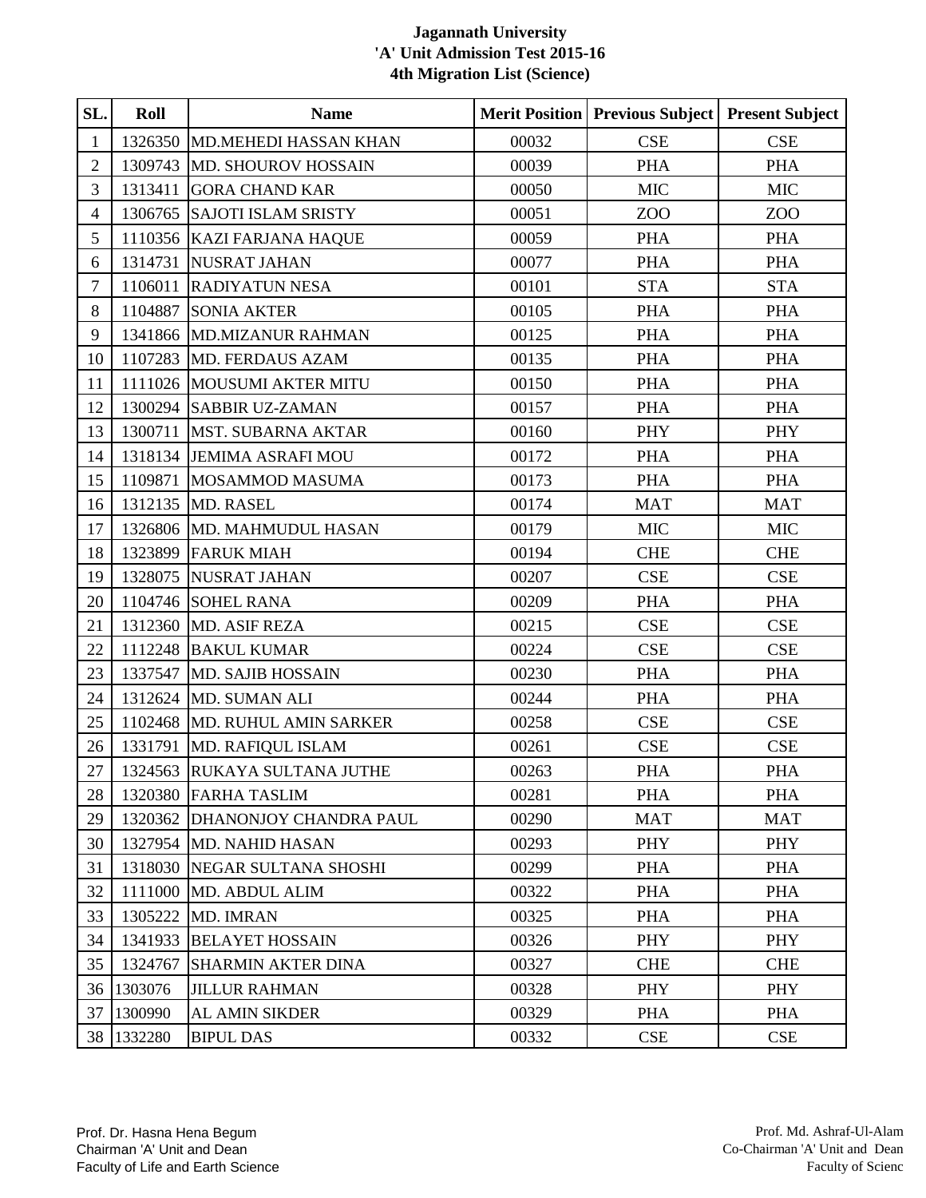# Jagannath University
## 'A' Unit Admission Test 2015-16
### 4th Migration List (Science)

| SL. | Roll | Name | Merit Position | Previous Subject | Present Subject |
|---|---|---|---|---|---|
| 1 | 1326350 | MD.MEHEDI HASSAN KHAN | 00032 | CSE | CSE |
| 2 | 1309743 | MD. SHOUROV HOSSAIN | 00039 | PHA | PHA |
| 3 | 1313411 | GORA CHAND KAR | 00050 | MIC | MIC |
| 4 | 1306765 | SAJOTI ISLAM SRISTY | 00051 | ZOO | ZOO |
| 5 | 1110356 | KAZI FARJANA HAQUE | 00059 | PHA | PHA |
| 6 | 1314731 | NUSRAT JAHAN | 00077 | PHA | PHA |
| 7 | 1106011 | RADIYATUN NESA | 00101 | STA | STA |
| 8 | 1104887 | SONIA AKTER | 00105 | PHA | PHA |
| 9 | 1341866 | MD.MIZANUR RAHMAN | 00125 | PHA | PHA |
| 10 | 1107283 | MD. FERDAUS AZAM | 00135 | PHA | PHA |
| 11 | 1111026 | MOUSUMI AKTER MITU | 00150 | PHA | PHA |
| 12 | 1300294 | SABBIR UZ-ZAMAN | 00157 | PHA | PHA |
| 13 | 1300711 | MST. SUBARNA AKTAR | 00160 | PHY | PHY |
| 14 | 1318134 | JEMIMA ASRAFI MOU | 00172 | PHA | PHA |
| 15 | 1109871 | MOSAMMOD MASUMA | 00173 | PHA | PHA |
| 16 | 1312135 | MD. RASEL | 00174 | MAT | MAT |
| 17 | 1326806 | MD. MAHMUDUL HASAN | 00179 | MIC | MIC |
| 18 | 1323899 | FARUK MIAH | 00194 | CHE | CHE |
| 19 | 1328075 | NUSRAT JAHAN | 00207 | CSE | CSE |
| 20 | 1104746 | SOHEL RANA | 00209 | PHA | PHA |
| 21 | 1312360 | MD. ASIF REZA | 00215 | CSE | CSE |
| 22 | 1112248 | BAKUL KUMAR | 00224 | CSE | CSE |
| 23 | 1337547 | MD. SAJIB HOSSAIN | 00230 | PHA | PHA |
| 24 | 1312624 | MD. SUMAN ALI | 00244 | PHA | PHA |
| 25 | 1102468 | MD. RUHUL AMIN SARKER | 00258 | CSE | CSE |
| 26 | 1331791 | MD. RAFIQUL ISLAM | 00261 | CSE | CSE |
| 27 | 1324563 | RUKAYA SULTANA JUTHE | 00263 | PHA | PHA |
| 28 | 1320380 | FARHA TASLIM | 00281 | PHA | PHA |
| 29 | 1320362 | DHANONJOY CHANDRA PAUL | 00290 | MAT | MAT |
| 30 | 1327954 | MD. NAHID HASAN | 00293 | PHY | PHY |
| 31 | 1318030 | NEGAR SULTANA SHOSHI | 00299 | PHA | PHA |
| 32 | 1111000 | MD. ABDUL ALIM | 00322 | PHA | PHA |
| 33 | 1305222 | MD. IMRAN | 00325 | PHA | PHA |
| 34 | 1341933 | BELAYET HOSSAIN | 00326 | PHY | PHY |
| 35 | 1324767 | SHARMIN AKTER DINA | 00327 | CHE | CHE |
| 36 | 1303076 | JILLUR RAHMAN | 00328 | PHY | PHY |
| 37 | 1300990 | AL AMIN SIKDER | 00329 | PHA | PHA |
| 38 | 1332280 | BIPUL DAS | 00332 | CSE | CSE |

Prof. Dr. Hasna Hena Begum
Chairman 'A' Unit and Dean
Faculty of Life and Earth Science

Prof. Md. Ashraf-Ul-Alam
Co-Chairman 'A' Unit and Dean
Faculty of Scienc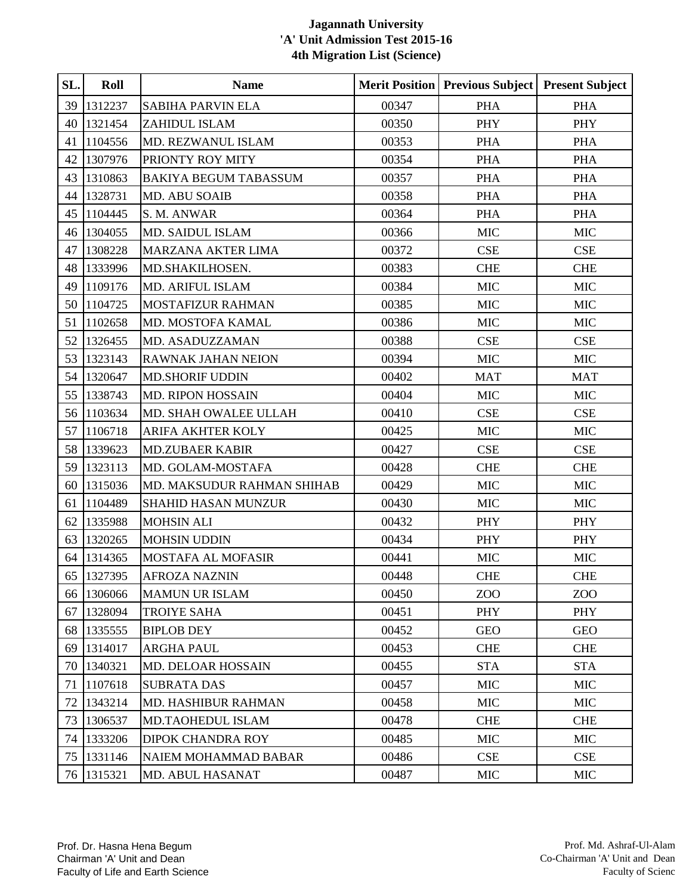# Jagannath University
## 'A' Unit Admission Test 2015-16
## 4th Migration List (Science)

| SL. | Roll | Name | Merit Position | Previous Subject | Present Subject |
|---|---|---|---|---|---|
| 39 | 1312237 | SABIHA PARVIN ELA | 00347 | PHA | PHA |
| 40 | 1321454 | ZAHIDUL ISLAM | 00350 | PHY | PHY |
| 41 | 1104556 | MD. REZWANUL ISLAM | 00353 | PHA | PHA |
| 42 | 1307976 | PRIONTY ROY MITY | 00354 | PHA | PHA |
| 43 | 1310863 | BAKIYA BEGUM TABASSUM | 00357 | PHA | PHA |
| 44 | 1328731 | MD. ABU SOAIB | 00358 | PHA | PHA |
| 45 | 1104445 | S. M. ANWAR | 00364 | PHA | PHA |
| 46 | 1304055 | MD. SAIDUL ISLAM | 00366 | MIC | MIC |
| 47 | 1308228 | MARZANA AKTER LIMA | 00372 | CSE | CSE |
| 48 | 1333996 | MD.SHAKILHOSEN. | 00383 | CHE | CHE |
| 49 | 1109176 | MD. ARIFUL ISLAM | 00384 | MIC | MIC |
| 50 | 1104725 | MOSTAFIZUR RAHMAN | 00385 | MIC | MIC |
| 51 | 1102658 | MD. MOSTOFA KAMAL | 00386 | MIC | MIC |
| 52 | 1326455 | MD. ASADUZZAMAN | 00388 | CSE | CSE |
| 53 | 1323143 | RAWNAK JAHAN NEION | 00394 | MIC | MIC |
| 54 | 1320647 | MD.SHORIF UDDIN | 00402 | MAT | MAT |
| 55 | 1338743 | MD. RIPON HOSSAIN | 00404 | MIC | MIC |
| 56 | 1103634 | MD. SHAH OWALEE ULLAH | 00410 | CSE | CSE |
| 57 | 1106718 | ARIFA AKHTER KOLY | 00425 | MIC | MIC |
| 58 | 1339623 | MD.ZUBAER KABIR | 00427 | CSE | CSE |
| 59 | 1323113 | MD. GOLAM-MOSTAFA | 00428 | CHE | CHE |
| 60 | 1315036 | MD. MAKSUDUR RAHMAN SHIHAB | 00429 | MIC | MIC |
| 61 | 1104489 | SHAHID HASAN MUNZUR | 00430 | MIC | MIC |
| 62 | 1335988 | MOHSIN ALI | 00432 | PHY | PHY |
| 63 | 1320265 | MOHSIN UDDIN | 00434 | PHY | PHY |
| 64 | 1314365 | MOSTAFA AL MOFASIR | 00441 | MIC | MIC |
| 65 | 1327395 | AFROZA NAZNIN | 00448 | CHE | CHE |
| 66 | 1306066 | MAMUN UR ISLAM | 00450 | ZOO | ZOO |
| 67 | 1328094 | TROIYE SAHA | 00451 | PHY | PHY |
| 68 | 1335555 | BIPLOB DEY | 00452 | GEO | GEO |
| 69 | 1314017 | ARGHA PAUL | 00453 | CHE | CHE |
| 70 | 1340321 | MD. DELOAR HOSSAIN | 00455 | STA | STA |
| 71 | 1107618 | SUBRATA DAS | 00457 | MIC | MIC |
| 72 | 1343214 | MD. HASHIBUR RAHMAN | 00458 | MIC | MIC |
| 73 | 1306537 | MD.TAOHEDUL ISLAM | 00478 | CHE | CHE |
| 74 | 1333206 | DIPOK CHANDRA ROY | 00485 | MIC | MIC |
| 75 | 1331146 | NAIEM MOHAMMAD BABAR | 00486 | CSE | CSE |
| 76 | 1315321 | MD. ABUL HASANAT | 00487 | MIC | MIC |

Prof. Dr. Hasna Hena Begum
Chairman 'A' Unit and Dean
Faculty of Life and Earth Science

Prof. Md. Ashraf-Ul-Alam
Co-Chairman 'A' Unit and Dean
Faculty of Scienc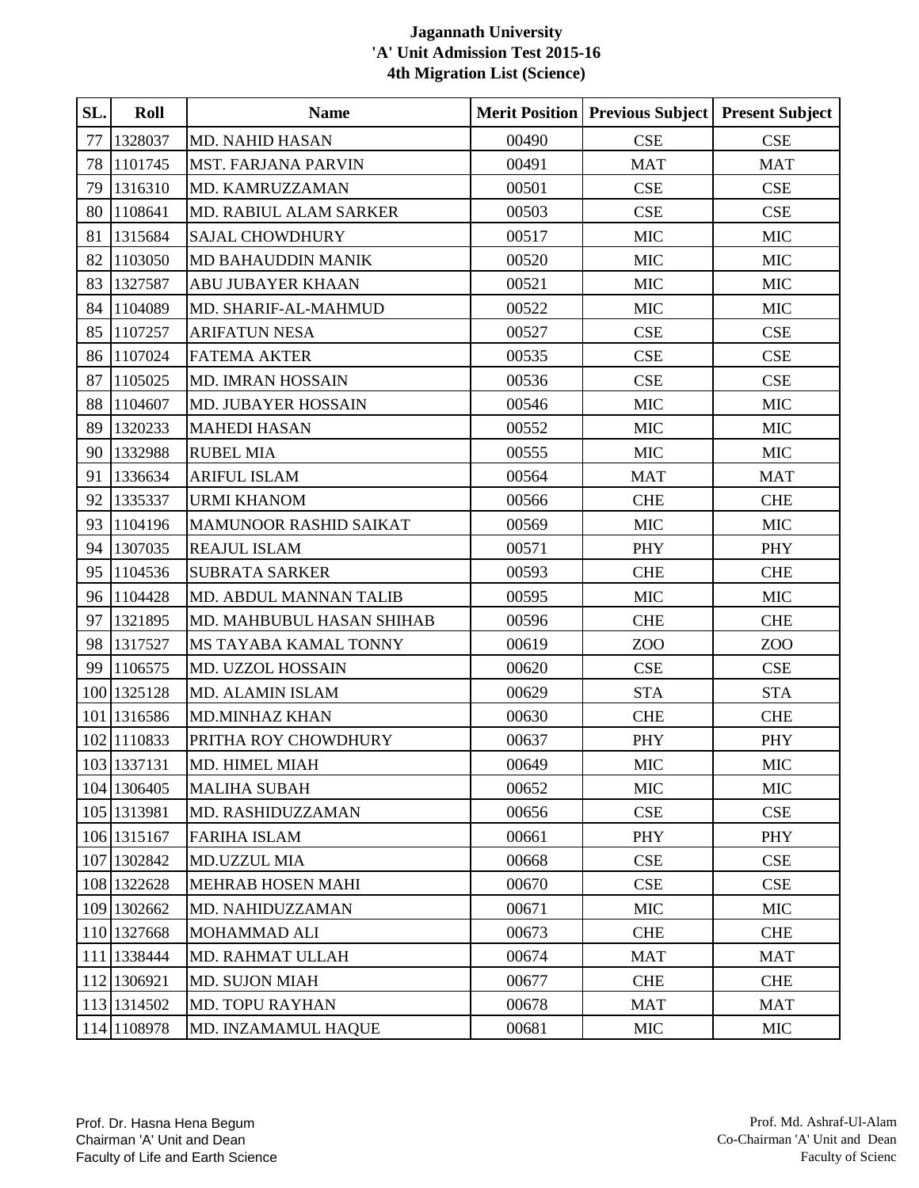# Jagannath University
## 'A' Unit Admission Test 2015-16
## 4th Migration List (Science)

| SL. | Roll | Name | Merit Position | Previous Subject | Present Subject |
|---|---|---|---|---|---|
| 77 | 1328037 | MD. NAHID HASAN | 00490 | CSE | CSE |
| 78 | 1101745 | MST. FARJANA PARVIN | 00491 | MAT | MAT |
| 79 | 1316310 | MD. KAMRUZZAMAN | 00501 | CSE | CSE |
| 80 | 1108641 | MD. RABIUL ALAM SARKER | 00503 | CSE | CSE |
| 81 | 1315684 | SAJAL CHOWDHURY | 00517 | MIC | MIC |
| 82 | 1103050 | MD BAHAUDDIN MANIK | 00520 | MIC | MIC |
| 83 | 1327587 | ABU JUBAYER KHAAN | 00521 | MIC | MIC |
| 84 | 1104089 | MD. SHARIF-AL-MAHMUD | 00522 | MIC | MIC |
| 85 | 1107257 | ARIFATUN NESA | 00527 | CSE | CSE |
| 86 | 1107024 | FATEMA AKTER | 00535 | CSE | CSE |
| 87 | 1105025 | MD. IMRAN HOSSAIN | 00536 | CSE | CSE |
| 88 | 1104607 | MD. JUBAYER HOSSAIN | 00546 | MIC | MIC |
| 89 | 1320233 | MAHEDI HASAN | 00552 | MIC | MIC |
| 90 | 1332988 | RUBEL MIA | 00555 | MIC | MIC |
| 91 | 1336634 | ARIFUL ISLAM | 00564 | MAT | MAT |
| 92 | 1335337 | URMI KHANOM | 00566 | CHE | CHE |
| 93 | 1104196 | MAMUNOOR RASHID SAIKAT | 00569 | MIC | MIC |
| 94 | 1307035 | REAJUL ISLAM | 00571 | PHY | PHY |
| 95 | 1104536 | SUBRATA SARKER | 00593 | CHE | CHE |
| 96 | 1104428 | MD. ABDUL MANNAN TALIB | 00595 | MIC | MIC |
| 97 | 1321895 | MD. MAHBUBUL HASAN SHIHAB | 00596 | CHE | CHE |
| 98 | 1317527 | MS TAYABA KAMAL TONNY | 00619 | ZOO | ZOO |
| 99 | 1106575 | MD. UZZOL HOSSAIN | 00620 | CSE | CSE |
| 100 | 1325128 | MD. ALAMIN ISLAM | 00629 | STA | STA |
| 101 | 1316586 | MD.MINHAZ KHAN | 00630 | CHE | CHE |
| 102 | 1110833 | PRITHA ROY CHOWDHURY | 00637 | PHY | PHY |
| 103 | 1337131 | MD. HIMEL MIAH | 00649 | MIC | MIC |
| 104 | 1306405 | MALIHA SUBAH | 00652 | MIC | MIC |
| 105 | 1313981 | MD. RASHIDUZZAMAN | 00656 | CSE | CSE |
| 106 | 1315167 | FARIHA ISLAM | 00661 | PHY | PHY |
| 107 | 1302842 | MD.UZZUL MIA | 00668 | CSE | CSE |
| 108 | 1322628 | MEHRAB HOSEN MAHI | 00670 | CSE | CSE |
| 109 | 1302662 | MD. NAHIDUZZAMAN | 00671 | MIC | MIC |
| 110 | 1327668 | MOHAMMAD ALI | 00673 | CHE | CHE |
| 111 | 1338444 | MD. RAHMAT ULLAH | 00674 | MAT | MAT |
| 112 | 1306921 | MD. SUJON MIAH | 00677 | CHE | CHE |
| 113 | 1314502 | MD. TOPU RAYHAN | 00678 | MAT | MAT |
| 114 | 1108978 | MD. INZAMAMUL HAQUE | 00681 | MIC | MIC |

Prof. Dr. Hasna Hena Begum
Chairman 'A' Unit and Dean
Faculty of Life and Earth Science

Prof. Md. Ashraf-Ul-Alam
Co-Chairman 'A' Unit and Dean
Faculty of Scienc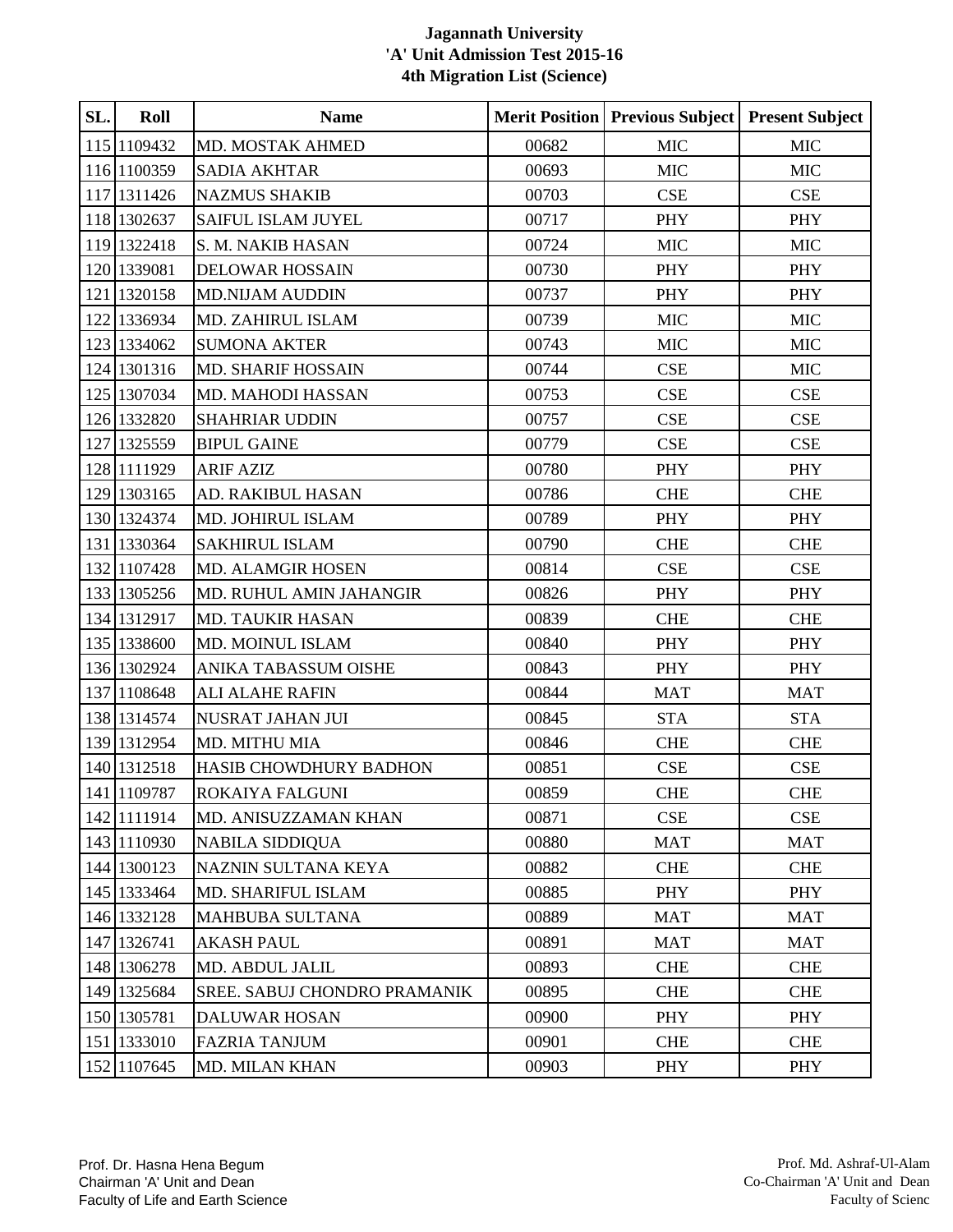# Jagannath University
## 'A' Unit Admission Test 2015-16
### 4th Migration List (Science)

| SL. | Roll | Name | Merit Position | Previous Subject | Present Subject |
|---|---|---|---|---|---|
| 115 | 1109432 | MD. MOSTAK AHMED | 00682 | MIC | MIC |
| 116 | 1100359 | SADIA AKHTAR | 00693 | MIC | MIC |
| 117 | 1311426 | NAZMUS SHAKIB | 00703 | CSE | CSE |
| 118 | 1302637 | SAIFUL ISLAM JUYEL | 00717 | PHY | PHY |
| 119 | 1322418 | S. M. NAKIB HASAN | 00724 | MIC | MIC |
| 120 | 1339081 | DELOWAR HOSSAIN | 00730 | PHY | PHY |
| 121 | 1320158 | MD.NIJAM AUDDIN | 00737 | PHY | PHY |
| 122 | 1336934 | MD. ZAHIRUL ISLAM | 00739 | MIC | MIC |
| 123 | 1334062 | SUMONA AKTER | 00743 | MIC | MIC |
| 124 | 1301316 | MD. SHARIF HOSSAIN | 00744 | CSE | MIC |
| 125 | 1307034 | MD. MAHODI HASSAN | 00753 | CSE | CSE |
| 126 | 1332820 | SHAHRIAR UDDIN | 00757 | CSE | CSE |
| 127 | 1325559 | BIPUL GAINE | 00779 | CSE | CSE |
| 128 | 1111929 | ARIF AZIZ | 00780 | PHY | PHY |
| 129 | 1303165 | AD. RAKIBUL HASAN | 00786 | CHE | CHE |
| 130 | 1324374 | MD. JOHIRUL ISLAM | 00789 | PHY | PHY |
| 131 | 1330364 | SAKHIRUL ISLAM | 00790 | CHE | CHE |
| 132 | 1107428 | MD. ALAMGIR HOSEN | 00814 | CSE | CSE |
| 133 | 1305256 | MD. RUHUL AMIN JAHANGIR | 00826 | PHY | PHY |
| 134 | 1312917 | MD. TAUKIR HASAN | 00839 | CHE | CHE |
| 135 | 1338600 | MD. MOINUL ISLAM | 00840 | PHY | PHY |
| 136 | 1302924 | ANIKA TABASSUM OISHE | 00843 | PHY | PHY |
| 137 | 1108648 | ALI ALAHE RAFIN | 00844 | MAT | MAT |
| 138 | 1314574 | NUSRAT JAHAN JUI | 00845 | STA | STA |
| 139 | 1312954 | MD. MITHU MIA | 00846 | CHE | CHE |
| 140 | 1312518 | HASIB CHOWDHURY BADHON | 00851 | CSE | CSE |
| 141 | 1109787 | ROKAIYA FALGUNI | 00859 | CHE | CHE |
| 142 | 1111914 | MD. ANISUZZAMAN KHAN | 00871 | CSE | CSE |
| 143 | 1110930 | NABILA SIDDIQUA | 00880 | MAT | MAT |
| 144 | 1300123 | NAZNIN SULTANA KEYA | 00882 | CHE | CHE |
| 145 | 1333464 | MD. SHARIFUL ISLAM | 00885 | PHY | PHY |
| 146 | 1332128 | MAHBUBA SULTANA | 00889 | MAT | MAT |
| 147 | 1326741 | AKASH PAUL | 00891 | MAT | MAT |
| 148 | 1306278 | MD. ABDUL JALIL | 00893 | CHE | CHE |
| 149 | 1325684 | SREE. SABUJ CHONDRO PRAMANIK | 00895 | CHE | CHE |
| 150 | 1305781 | DALUWAR HOSAN | 00900 | PHY | PHY |
| 151 | 1333010 | FAZRIA TANJUM | 00901 | CHE | CHE |
| 152 | 1107645 | MD. MILAN KHAN | 00903 | PHY | PHY |

Prof. Dr. Hasna Hena Begum
Chairman 'A' Unit and Dean
Faculty of Life and Earth Science

Prof. Md. Ashraf-Ul-Alam
Co-Chairman 'A' Unit and Dean
Faculty of Scienc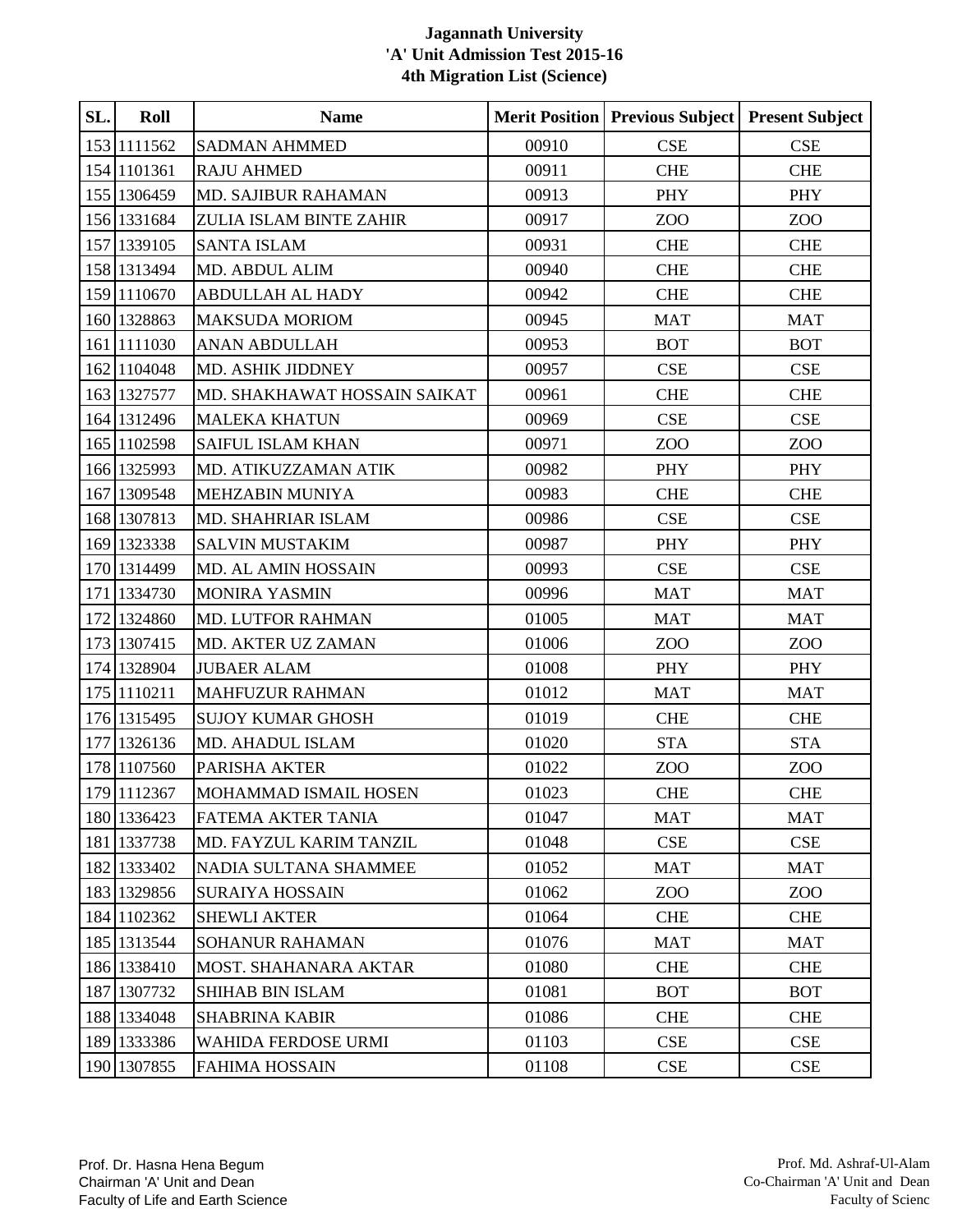# Jagannath University
## 'A' Unit Admission Test 2015-16
### 4th Migration List (Science)

| SL. | Roll | Name | Merit Position | Previous Subject | Present Subject |
|---|---|---|---|---|---|
| 153 | 1111562 | SADMAN AHMMED | 00910 | CSE | CSE |
| 154 | 1101361 | RAJU AHMED | 00911 | CHE | CHE |
| 155 | 1306459 | MD. SAJIBUR RAHAMAN | 00913 | PHY | PHY |
| 156 | 1331684 | ZULIA ISLAM BINTE ZAHIR | 00917 | ZOO | ZOO |
| 157 | 1339105 | SANTA ISLAM | 00931 | CHE | CHE |
| 158 | 1313494 | MD. ABDUL ALIM | 00940 | CHE | CHE |
| 159 | 1110670 | ABDULLAH AL HADY | 00942 | CHE | CHE |
| 160 | 1328863 | MAKSUDA MORIOM | 00945 | MAT | MAT |
| 161 | 1111030 | ANAN ABDULLAH | 00953 | BOT | BOT |
| 162 | 1104048 | MD. ASHIK JIDDNEY | 00957 | CSE | CSE |
| 163 | 1327577 | MD. SHAKHAWAT HOSSAIN SAIKAT | 00961 | CHE | CHE |
| 164 | 1312496 | MALEKA KHATUN | 00969 | CSE | CSE |
| 165 | 1102598 | SAIFUL ISLAM KHAN | 00971 | ZOO | ZOO |
| 166 | 1325993 | MD. ATIKUZZAMAN ATIK | 00982 | PHY | PHY |
| 167 | 1309548 | MEHZABIN MUNIYA | 00983 | CHE | CHE |
| 168 | 1307813 | MD. SHAHRIAR ISLAM | 00986 | CSE | CSE |
| 169 | 1323338 | SALVIN MUSTAKIM | 00987 | PHY | PHY |
| 170 | 1314499 | MD. AL AMIN HOSSAIN | 00993 | CSE | CSE |
| 171 | 1334730 | MONIRA YASMIN | 00996 | MAT | MAT |
| 172 | 1324860 | MD. LUTFOR RAHMAN | 01005 | MAT | MAT |
| 173 | 1307415 | MD. AKTER UZ ZAMAN | 01006 | ZOO | ZOO |
| 174 | 1328904 | JUBAER ALAM | 01008 | PHY | PHY |
| 175 | 1110211 | MAHFUZUR RAHMAN | 01012 | MAT | MAT |
| 176 | 1315495 | SUJOY KUMAR GHOSH | 01019 | CHE | CHE |
| 177 | 1326136 | MD. AHADUL ISLAM | 01020 | STA | STA |
| 178 | 1107560 | PARISHA AKTER | 01022 | ZOO | ZOO |
| 179 | 1112367 | MOHAMMAD ISMAIL HOSEN | 01023 | CHE | CHE |
| 180 | 1336423 | FATEMA AKTER TANIA | 01047 | MAT | MAT |
| 181 | 1337738 | MD. FAYZUL KARIM TANZIL | 01048 | CSE | CSE |
| 182 | 1333402 | NADIA SULTANA SHAMMEE | 01052 | MAT | MAT |
| 183 | 1329856 | SURAIYA HOSSAIN | 01062 | ZOO | ZOO |
| 184 | 1102362 | SHEWLI AKTER | 01064 | CHE | CHE |
| 185 | 1313544 | SOHANUR RAHAMAN | 01076 | MAT | MAT |
| 186 | 1338410 | MOST. SHAHANARA AKTAR | 01080 | CHE | CHE |
| 187 | 1307732 | SHIHAB BIN ISLAM | 01081 | BOT | BOT |
| 188 | 1334048 | SHABRINA KABIR | 01086 | CHE | CHE |
| 189 | 1333386 | WAHIDA FERDOSE URMI | 01103 | CSE | CSE |
| 190 | 1307855 | FAHIMA HOSSAIN | 01108 | CSE | CSE |

Prof. Dr. Hasna Hena Begum
Chairman 'A' Unit and Dean
Faculty of Life and Earth Science

Prof. Md. Ashraf-Ul-Alam
Co-Chairman 'A' Unit and Dean
Faculty of Scienc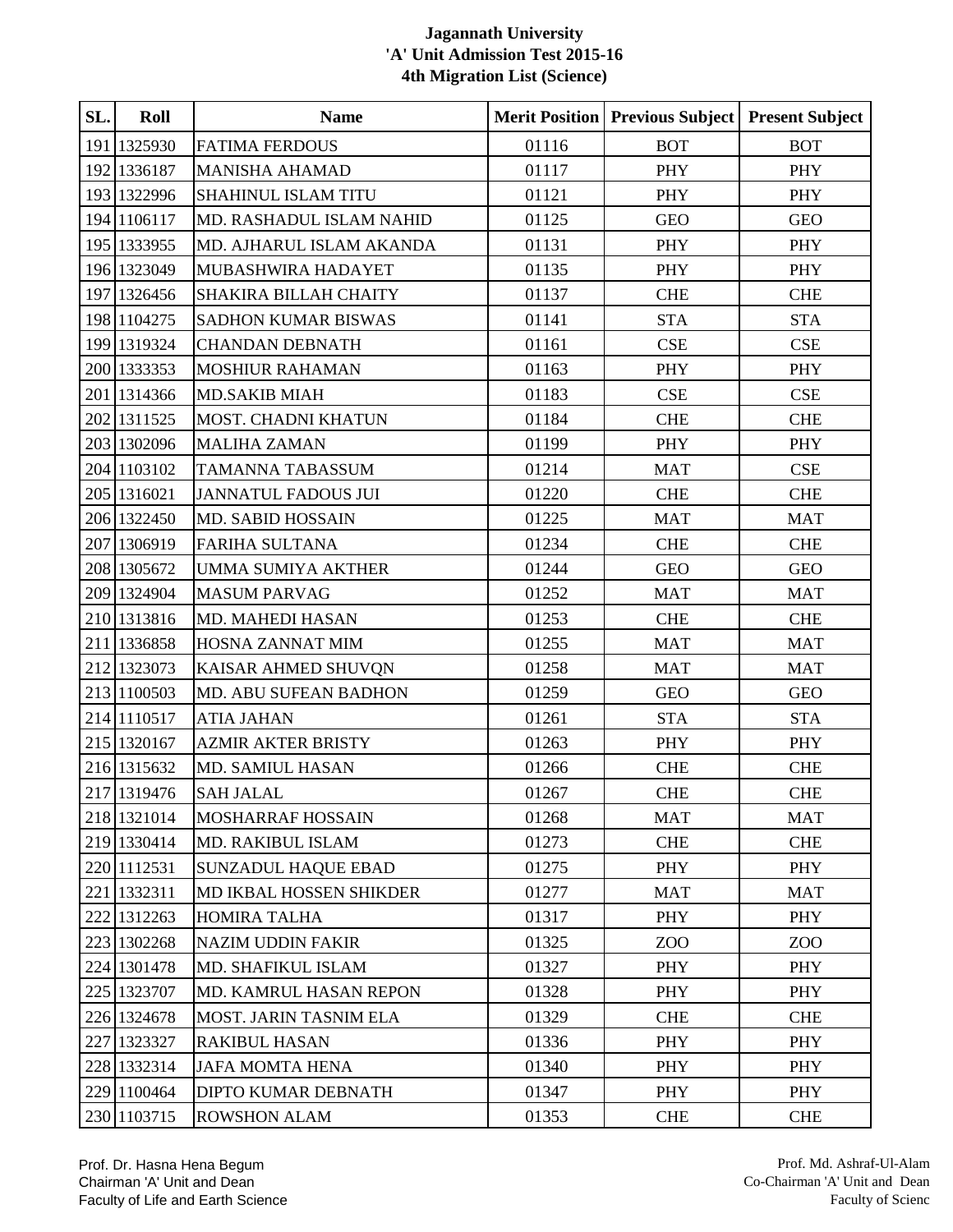**Jagannath University**
**'A' Unit Admission Test 2015-16**
**4th Migration List (Science)**

| SL. | Roll | Name | Merit Position | Previous Subject | Present Subject |
|---|---|---|---|---|---|
| 191 | 1325930 | FATIMA FERDOUS | 01116 | BOT | BOT |
| 192 | 1336187 | MANISHA AHAMAD | 01117 | PHY | PHY |
| 193 | 1322996 | SHAHINUL ISLAM TITU | 01121 | PHY | PHY |
| 194 | 1106117 | MD. RASHADUL ISLAM NAHID | 01125 | GEO | GEO |
| 195 | 1333955 | MD. AJHARUL ISLAM AKANDA | 01131 | PHY | PHY |
| 196 | 1323049 | MUBASHWIRA HADAYET | 01135 | PHY | PHY |
| 197 | 1326456 | SHAKIRA BILLAH CHAITY | 01137 | CHE | CHE |
| 198 | 1104275 | SADHON KUMAR BISWAS | 01141 | STA | STA |
| 199 | 1319324 | CHANDAN DEBNATH | 01161 | CSE | CSE |
| 200 | 1333353 | MOSHIUR RAHAMAN | 01163 | PHY | PHY |
| 201 | 1314366 | MD.SAKIB MIAH | 01183 | CSE | CSE |
| 202 | 1311525 | MOST. CHADNI KHATUN | 01184 | CHE | CHE |
| 203 | 1302096 | MALIHA ZAMAN | 01199 | PHY | PHY |
| 204 | 1103102 | TAMANNA TABASSUM | 01214 | MAT | CSE |
| 205 | 1316021 | JANNATUL FADOUS JUI | 01220 | CHE | CHE |
| 206 | 1322450 | MD. SABID HOSSAIN | 01225 | MAT | MAT |
| 207 | 1306919 | FARIHA SULTANA | 01234 | CHE | CHE |
| 208 | 1305672 | UMMA SUMIYA AKTHER | 01244 | GEO | GEO |
| 209 | 1324904 | MASUM PARVAG | 01252 | MAT | MAT |
| 210 | 1313816 | MD. MAHEDI HASAN | 01253 | CHE | CHE |
| 211 | 1336858 | HOSNA ZANNAT MIM | 01255 | MAT | MAT |
| 212 | 1323073 | KAISAR AHMED SHUVQN | 01258 | MAT | MAT |
| 213 | 1100503 | MD. ABU SUFEAN BADHON | 01259 | GEO | GEO |
| 214 | 1110517 | ATIA JAHAN | 01261 | STA | STA |
| 215 | 1320167 | AZMIR AKTER BRISTY | 01263 | PHY | PHY |
| 216 | 1315632 | MD. SAMIUL HASAN | 01266 | CHE | CHE |
| 217 | 1319476 | SAH JALAL | 01267 | CHE | CHE |
| 218 | 1321014 | MOSHARRAF HOSSAIN | 01268 | MAT | MAT |
| 219 | 1330414 | MD. RAKIBUL ISLAM | 01273 | CHE | CHE |
| 220 | 1112531 | SUNZADUL HAQUE EBAD | 01275 | PHY | PHY |
| 221 | 1332311 | MD IKBAL HOSSEN SHIKDER | 01277 | MAT | MAT |
| 222 | 1312263 | HOMIRA TALHA | 01317 | PHY | PHY |
| 223 | 1302268 | NAZIM UDDIN FAKIR | 01325 | ZOO | ZOO |
| 224 | 1301478 | MD. SHAFIKUL ISLAM | 01327 | PHY | PHY |
| 225 | 1323707 | MD. KAMRUL HASAN REPON | 01328 | PHY | PHY |
| 226 | 1324678 | MOST. JARIN TASNIM ELA | 01329 | CHE | CHE |
| 227 | 1323327 | RAKIBUL HASAN | 01336 | PHY | PHY |
| 228 | 1332314 | JAFA MOMTA HENA | 01340 | PHY | PHY |
| 229 | 1100464 | DIPTO KUMAR DEBNATH | 01347 | PHY | PHY |
| 230 | 1103715 | ROWSHON ALAM | 01353 | CHE | CHE |

Prof. Dr. Hasna Hena Begum
Chairman 'A' Unit and Dean
Faculty of Life and Earth Science

Prof. Md. Ashraf-Ul-Alam
Co-Chairman 'A' Unit and Dean
Faculty of Scienc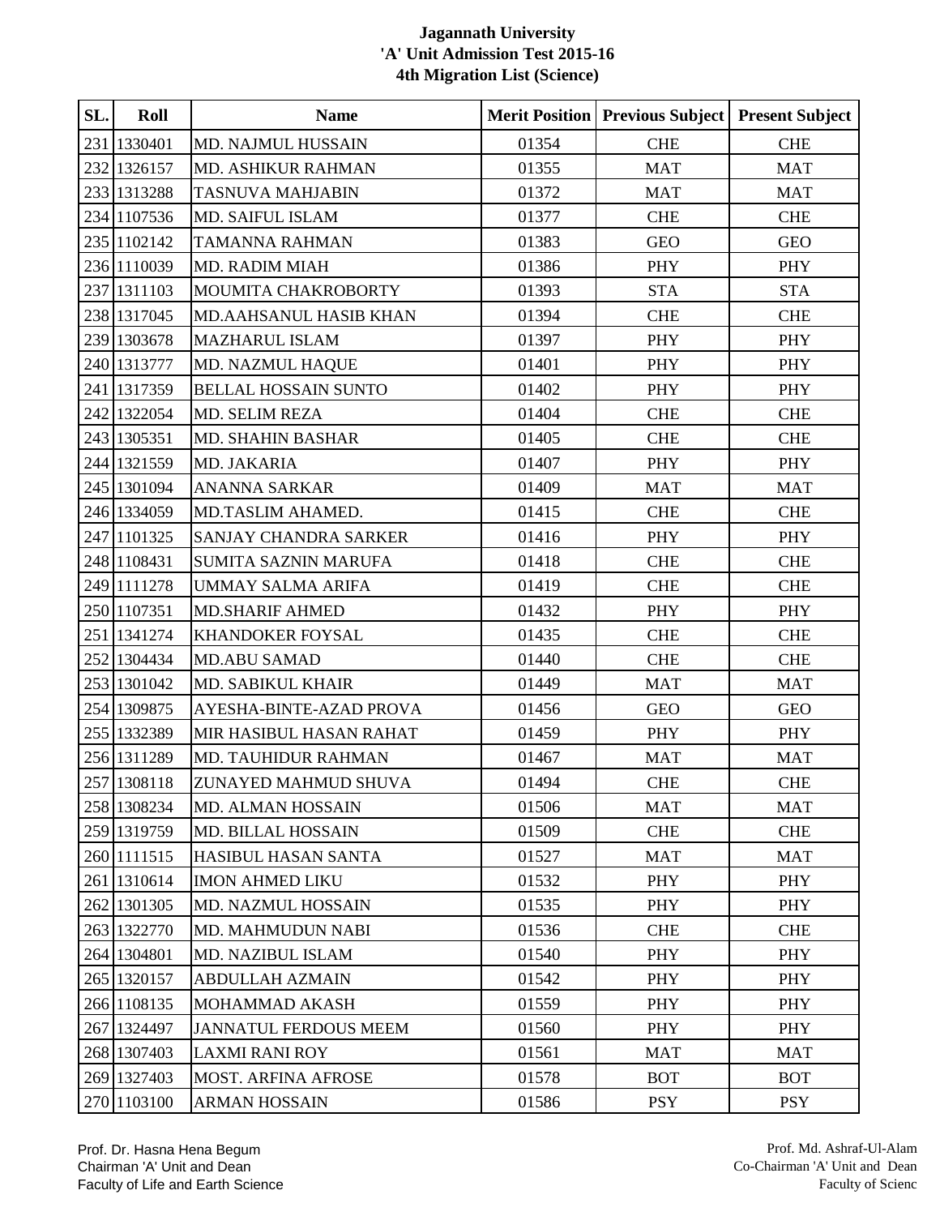# Jagannath University

## 'A' Unit Admission Test 2015-16

### 4th Migration List (Science)

| SL. | Roll | Name | Merit Position | Previous Subject | Present Subject |
|---|---|---|---|---|---|
| 231 | 1330401 | MD. NAJMUL HUSSAIN | 01354 | CHE | CHE |
| 232 | 1326157 | MD. ASHIKUR RAHMAN | 01355 | MAT | MAT |
| 233 | 1313288 | TASNUVA MAHJABIN | 01372 | MAT | MAT |
| 234 | 1107536 | MD. SAIFUL ISLAM | 01377 | CHE | CHE |
| 235 | 1102142 | TAMANNA RAHMAN | 01383 | GEO | GEO |
| 236 | 1110039 | MD. RADIM MIAH | 01386 | PHY | PHY |
| 237 | 1311103 | MOUMITA CHAKROBORTY | 01393 | STA | STA |
| 238 | 1317045 | MD.AAHSANUL HASIB KHAN | 01394 | CHE | CHE |
| 239 | 1303678 | MAZHARUL ISLAM | 01397 | PHY | PHY |
| 240 | 1313777 | MD. NAZMUL HAQUE | 01401 | PHY | PHY |
| 241 | 1317359 | BELLAL HOSSAIN SUNTO | 01402 | PHY | PHY |
| 242 | 1322054 | MD. SELIM REZA | 01404 | CHE | CHE |
| 243 | 1305351 | MD. SHAHIN BASHAR | 01405 | CHE | CHE |
| 244 | 1321559 | MD. JAKARIA | 01407 | PHY | PHY |
| 245 | 1301094 | ANANNA SARKAR | 01409 | MAT | MAT |
| 246 | 1334059 | MD.TASLIM AHAMED. | 01415 | CHE | CHE |
| 247 | 1101325 | SANJAY CHANDRA SARKER | 01416 | PHY | PHY |
| 248 | 1108431 | SUMITA SAZNIN MARUFA | 01418 | CHE | CHE |
| 249 | 1111278 | UMMAY SALMA ARIFA | 01419 | CHE | CHE |
| 250 | 1107351 | MD.SHARIF AHMED | 01432 | PHY | PHY |
| 251 | 1341274 | KHANDOKER FOYSAL | 01435 | CHE | CHE |
| 252 | 1304434 | MD.ABU SAMAD | 01440 | CHE | CHE |
| 253 | 1301042 | MD. SABIKUL KHAIR | 01449 | MAT | MAT |
| 254 | 1309875 | AYESHA-BINTE-AZAD PROVA | 01456 | GEO | GEO |
| 255 | 1332389 | MIR HASIBUL HASAN RAHAT | 01459 | PHY | PHY |
| 256 | 1311289 | MD. TAUHIDUR RAHMAN | 01467 | MAT | MAT |
| 257 | 1308118 | ZUNAYED MAHMUD SHUVA | 01494 | CHE | CHE |
| 258 | 1308234 | MD. ALMAN HOSSAIN | 01506 | MAT | MAT |
| 259 | 1319759 | MD. BILLAL HOSSAIN | 01509 | CHE | CHE |
| 260 | 1111515 | HASIBUL HASAN SANTA | 01527 | MAT | MAT |
| 261 | 1310614 | IMON AHMED LIKU | 01532 | PHY | PHY |
| 262 | 1301305 | MD. NAZMUL HOSSAIN | 01535 | PHY | PHY |
| 263 | 1322770 | MD. MAHMUDUN NABI | 01536 | CHE | CHE |
| 264 | 1304801 | MD. NAZIBUL ISLAM | 01540 | PHY | PHY |
| 265 | 1320157 | ABDULLAH AZMAIN | 01542 | PHY | PHY |
| 266 | 1108135 | MOHAMMAD AKASH | 01559 | PHY | PHY |
| 267 | 1324497 | JANNATUL FERDOUS MEEM | 01560 | PHY | PHY |
| 268 | 1307403 | LAXMI RANI ROY | 01561 | MAT | MAT |
| 269 | 1327403 | MOST. ARFINA AFROSE | 01578 | BOT | BOT |
| 270 | 1103100 | ARMAN HOSSAIN | 01586 | PSY | PSY |

Prof. Dr. Hasna Hena Begum
Chairman 'A' Unit and Dean
Faculty of Life and Earth Science

Prof. Md. Ashraf-Ul-Alam
Co-Chairman 'A' Unit and Dean
Faculty of Scienc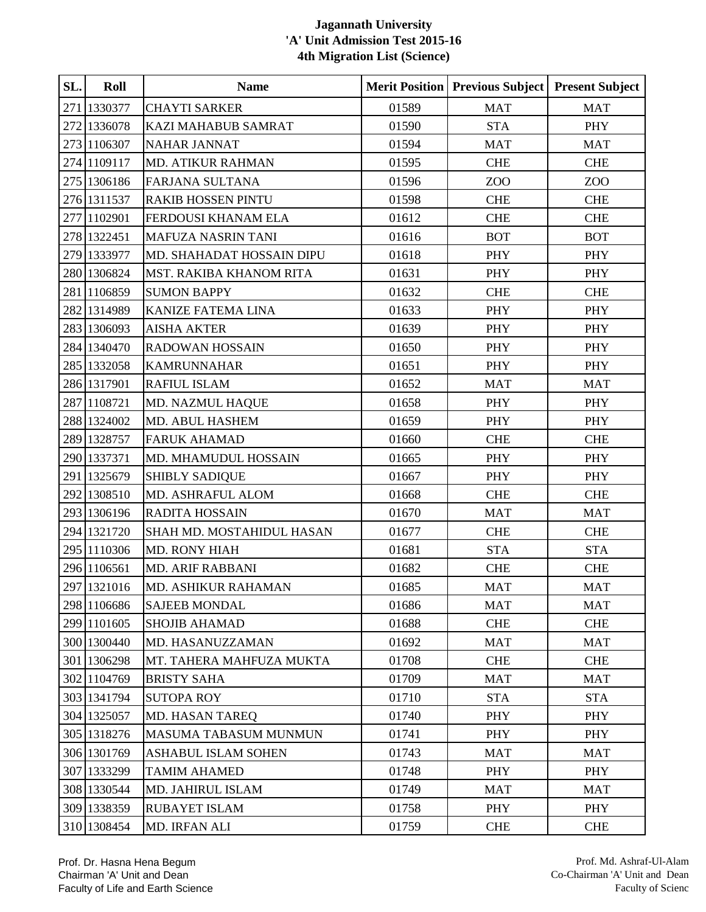# Jagannath University
## 'A' Unit Admission Test 2015-16
## 4th Migration List (Science)

| SL. | Roll | Name | Merit Position | Previous Subject | Present Subject |
|---|---|---|---|---|---|
| 271 | 1330377 | CHAYTI SARKER | 01589 | MAT | MAT |
| 272 | 1336078 | KAZI MAHABUB SAMRAT | 01590 | STA | PHY |
| 273 | 1106307 | NAHAR JANNAT | 01594 | MAT | MAT |
| 274 | 1109117 | MD. ATIKUR RAHMAN | 01595 | CHE | CHE |
| 275 | 1306186 | FARJANA SULTANA | 01596 | ZOO | ZOO |
| 276 | 1311537 | RAKIB HOSSEN PINTU | 01598 | CHE | CHE |
| 277 | 1102901 | FERDOUSI KHANAM ELA | 01612 | CHE | CHE |
| 278 | 1322451 | MAFUZA NASRIN TANI | 01616 | BOT | BOT |
| 279 | 1333977 | MD. SHAHADAT HOSSAIN DIPU | 01618 | PHY | PHY |
| 280 | 1306824 | MST. RAKIBA KHANOM RITA | 01631 | PHY | PHY |
| 281 | 1106859 | SUMON BAPPY | 01632 | CHE | CHE |
| 282 | 1314989 | KANIZE FATEMA LINA | 01633 | PHY | PHY |
| 283 | 1306093 | AISHA AKTER | 01639 | PHY | PHY |
| 284 | 1340470 | RADOWAN HOSSAIN | 01650 | PHY | PHY |
| 285 | 1332058 | KAMRUNNAHAR | 01651 | PHY | PHY |
| 286 | 1317901 | RAFIUL ISLAM | 01652 | MAT | MAT |
| 287 | 1108721 | MD. NAZMUL HAQUE | 01658 | PHY | PHY |
| 288 | 1324002 | MD. ABUL HASHEM | 01659 | PHY | PHY |
| 289 | 1328757 | FARUK AHAMAD | 01660 | CHE | CHE |
| 290 | 1337371 | MD. MHAMUDUL HOSSAIN | 01665 | PHY | PHY |
| 291 | 1325679 | SHIBLY SADIQUE | 01667 | PHY | PHY |
| 292 | 1308510 | MD. ASHRAFUL ALOM | 01668 | CHE | CHE |
| 293 | 1306196 | RADITA HOSSAIN | 01670 | MAT | MAT |
| 294 | 1321720 | SHAH MD. MOSTAHIDUL HASAN | 01677 | CHE | CHE |
| 295 | 1110306 | MD. RONY HIAH | 01681 | STA | STA |
| 296 | 1106561 | MD. ARIF RABBANI | 01682 | CHE | CHE |
| 297 | 1321016 | MD. ASHIKUR RAHAMAN | 01685 | MAT | MAT |
| 298 | 1106686 | SAJEEB MONDAL | 01686 | MAT | MAT |
| 299 | 1101605 | SHOJIB AHAMAD | 01688 | CHE | CHE |
| 300 | 1300440 | MD. HASANUZZAMAN | 01692 | MAT | MAT |
| 301 | 1306298 | MT. TAHERA MAHFUZA MUKTA | 01708 | CHE | CHE |
| 302 | 1104769 | BRISTY SAHA | 01709 | MAT | MAT |
| 303 | 1341794 | SUTOPA ROY | 01710 | STA | STA |
| 304 | 1325057 | MD. HASAN TAREQ | 01740 | PHY | PHY |
| 305 | 1318276 | MASUMA TABASUM MUNMUN | 01741 | PHY | PHY |
| 306 | 1301769 | ASHABUL ISLAM SOHEN | 01743 | MAT | MAT |
| 307 | 1333299 | TAMIM AHAMED | 01748 | PHY | PHY |
| 308 | 1330544 | MD. JAHIRUL ISLAM | 01749 | MAT | MAT |
| 309 | 1338359 | RUBAYET ISLAM | 01758 | PHY | PHY |
| 310 | 1308454 | MD. IRFAN ALI | 01759 | CHE | CHE |

Prof. Dr. Hasna Hena Begum
Chairman 'A' Unit and Dean
Faculty of Life and Earth Science

Prof. Md. Ashraf-Ul-Alam
Co-Chairman 'A' Unit and Dean
Faculty of Scienc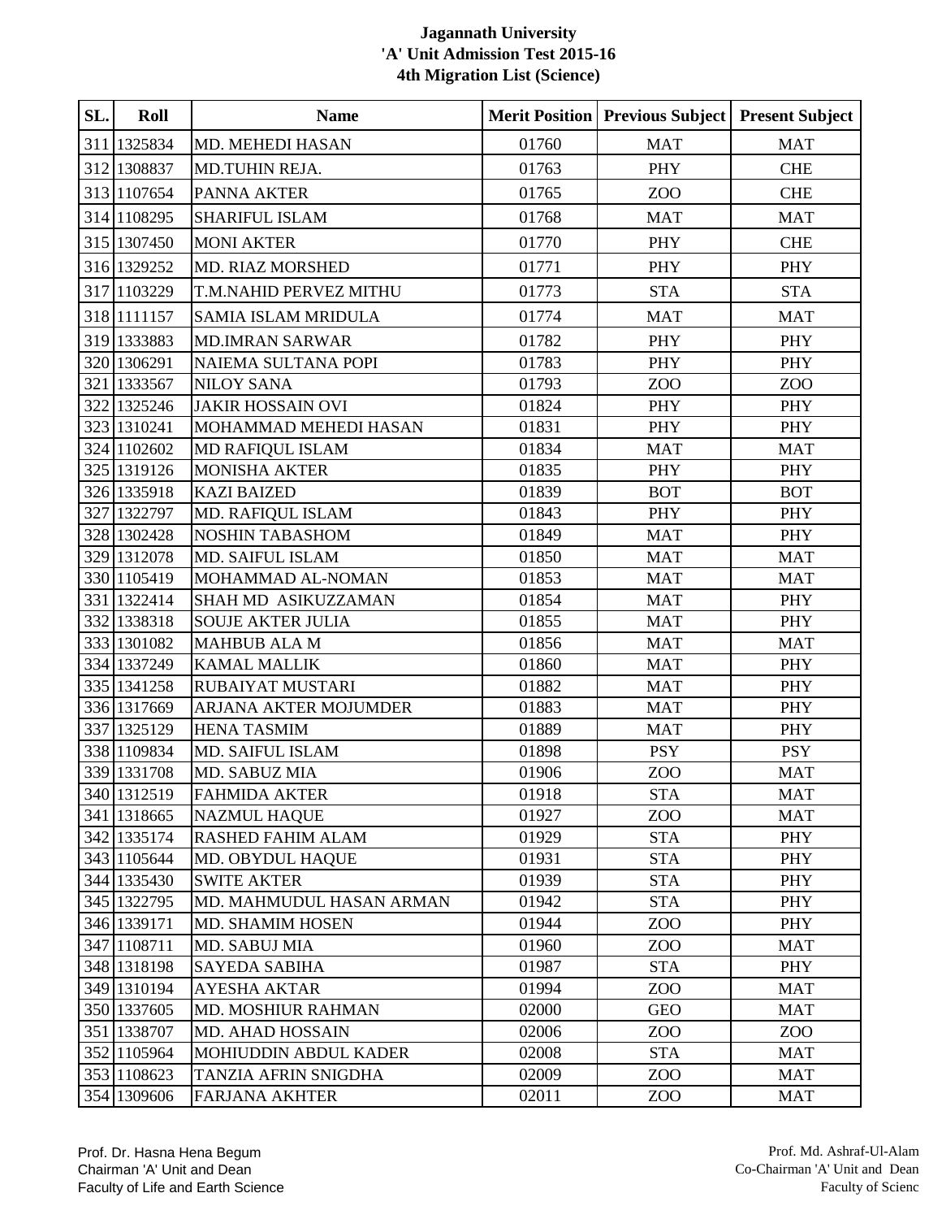# Jagannath University
## 'A' Unit Admission Test 2015-16
## 4th Migration List (Science)

| SL. | Roll | Name | Merit Position | Previous Subject | Present Subject |
|---|---|---|---|---|---|
| 311 | 1325834 | MD. MEHEDI HASAN | 01760 | MAT | MAT |
| 312 | 1308837 | MD.TUHIN REJA. | 01763 | PHY | CHE |
| 313 | 1107654 | PANNA AKTER | 01765 | ZOO | CHE |
| 314 | 1108295 | SHARIFUL ISLAM | 01768 | MAT | MAT |
| 315 | 1307450 | MONI AKTER | 01770 | PHY | CHE |
| 316 | 1329252 | MD. RIAZ MORSHED | 01771 | PHY | PHY |
| 317 | 1103229 | T.M.NAHID PERVEZ MITHU | 01773 | STA | STA |
| 318 | 1111157 | SAMIA ISLAM MRIDULA | 01774 | MAT | MAT |
| 319 | 1333883 | MD.IMRAN SARWAR | 01782 | PHY | PHY |
| 320 | 1306291 | NAIEMA SULTANA POPI | 01783 | PHY | PHY |
| 321 | 1333567 | NILOY SANA | 01793 | ZOO | ZOO |
| 322 | 1325246 | JAKIR HOSSAIN OVI | 01824 | PHY | PHY |
| 323 | 1310241 | MOHAMMAD MEHEDI HASAN | 01831 | PHY | PHY |
| 324 | 1102602 | MD RAFIQUL ISLAM | 01834 | MAT | MAT |
| 325 | 1319126 | MONISHA AKTER | 01835 | PHY | PHY |
| 326 | 1335918 | KAZI BAIZED | 01839 | BOT | BOT |
| 327 | 1322797 | MD. RAFIQUL ISLAM | 01843 | PHY | PHY |
| 328 | 1302428 | NOSHIN TABASHOM | 01849 | MAT | PHY |
| 329 | 1312078 | MD. SAIFUL ISLAM | 01850 | MAT | MAT |
| 330 | 1105419 | MOHAMMAD AL-NOMAN | 01853 | MAT | MAT |
| 331 | 1322414 | SHAH MD ASIKUZZAMAN | 01854 | MAT | PHY |
| 332 | 1338318 | SOUJE AKTER JULIA | 01855 | MAT | PHY |
| 333 | 1301082 | MAHBUB ALA M | 01856 | MAT | MAT |
| 334 | 1337249 | KAMAL MALLIK | 01860 | MAT | PHY |
| 335 | 1341258 | RUBAIYAT MUSTARI | 01882 | MAT | PHY |
| 336 | 1317669 | ARJANA AKTER MOJUMDER | 01883 | MAT | PHY |
| 337 | 1325129 | HENA TASMIM | 01889 | MAT | PHY |
| 338 | 1109834 | MD. SAIFUL ISLAM | 01898 | PSY | PSY |
| 339 | 1331708 | MD. SABUZ MIA | 01906 | ZOO | MAT |
| 340 | 1312519 | FAHMIDA AKTER | 01918 | STA | MAT |
| 341 | 1318665 | NAZMUL HAQUE | 01927 | ZOO | MAT |
| 342 | 1335174 | RASHED FAHIM ALAM | 01929 | STA | PHY |
| 343 | 1105644 | MD. OBYDUL HAQUE | 01931 | STA | PHY |
| 344 | 1335430 | SWITE AKTER | 01939 | STA | PHY |
| 345 | 1322795 | MD. MAHMUDUL HASAN ARMAN | 01942 | STA | PHY |
| 346 | 1339171 | MD. SHAMIM HOSEN | 01944 | ZOO | PHY |
| 347 | 1108711 | MD. SABUJ MIA | 01960 | ZOO | MAT |
| 348 | 1318198 | SAYEDA SABIHA | 01987 | STA | PHY |
| 349 | 1310194 | AYESHA AKTAR | 01994 | ZOO | MAT |
| 350 | 1337605 | MD. MOSHIUR RAHMAN | 02000 | GEO | MAT |
| 351 | 1338707 | MD. AHAD HOSSAIN | 02006 | ZOO | ZOO |
| 352 | 1105964 | MOHIUDDIN ABDUL KADER | 02008 | STA | MAT |
| 353 | 1108623 | TANZIA AFRIN SNIGDHA | 02009 | ZOO | MAT |
| 354 | 1309606 | FARJANA AKHTER | 02011 | ZOO | MAT |

Prof. Dr. Hasna Hena Begum
Chairman 'A' Unit and Dean
Faculty of Life and Earth Science

Prof. Md. Ashraf-Ul-Alam
Co-Chairman 'A' Unit and Dean
Faculty of Scienc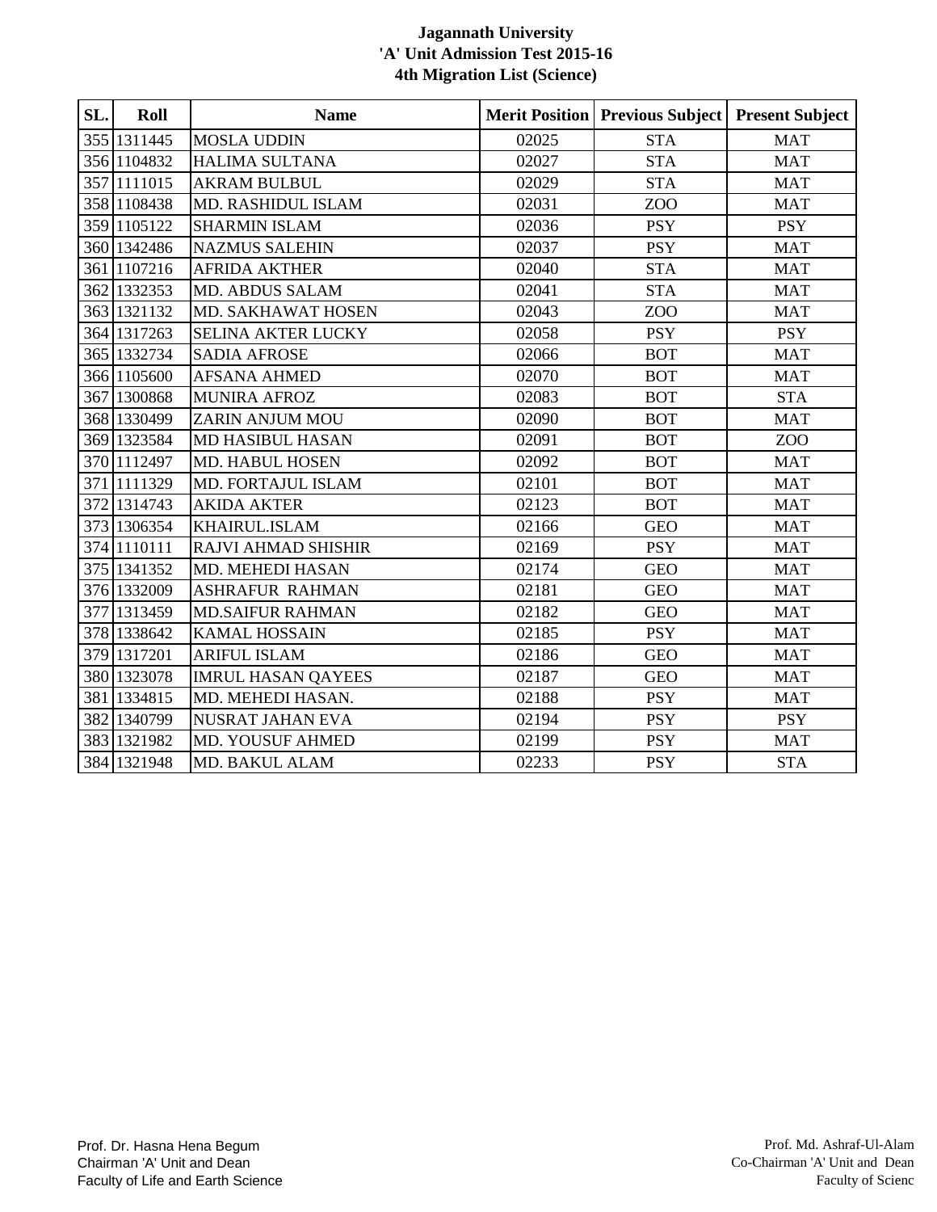**Jagannath University**
**'A' Unit Admission Test 2015-16**
**4th Migration List (Science)**

| SL. | Roll | Name | Merit Position | Previous Subject | Present Subject |
|---|---|---|---|---|---|
| 355 | 1311445 | MOSLA UDDIN | 02025 | STA | MAT |
| 356 | 1104832 | HALIMA SULTANA | 02027 | STA | MAT |
| 357 | 1111015 | AKRAM BULBUL | 02029 | STA | MAT |
| 358 | 1108438 | MD. RASHIDUL ISLAM | 02031 | ZOO | MAT |
| 359 | 1105122 | SHARMIN ISLAM | 02036 | PSY | PSY |
| 360 | 1342486 | NAZMUS SALEHIN | 02037 | PSY | MAT |
| 361 | 1107216 | AFRIDA AKTHER | 02040 | STA | MAT |
| 362 | 1332353 | MD. ABDUS SALAM | 02041 | STA | MAT |
| 363 | 1321132 | MD. SAKHAWAT HOSEN | 02043 | ZOO | MAT |
| 364 | 1317263 | SELINA AKTER LUCKY | 02058 | PSY | PSY |
| 365 | 1332734 | SADIA AFROSE | 02066 | BOT | MAT |
| 366 | 1105600 | AFSANA AHMED | 02070 | BOT | MAT |
| 367 | 1300868 | MUNIRA AFROZ | 02083 | BOT | STA |
| 368 | 1330499 | ZARIN ANJUM MOU | 02090 | BOT | MAT |
| 369 | 1323584 | MD HASIBUL HASAN | 02091 | BOT | ZOO |
| 370 | 1112497 | MD. HABUL HOSEN | 02092 | BOT | MAT |
| 371 | 1111329 | MD. FORTAJUL ISLAM | 02101 | BOT | MAT |
| 372 | 1314743 | AKIDA AKTER | 02123 | BOT | MAT |
| 373 | 1306354 | KHAIRUL.ISLAM | 02166 | GEO | MAT |
| 374 | 1110111 | RAJVI AHMAD SHISHIR | 02169 | PSY | MAT |
| 375 | 1341352 | MD. MEHEDI HASAN | 02174 | GEO | MAT |
| 376 | 1332009 | ASHRAFUR RAHMAN | 02181 | GEO | MAT |
| 377 | 1313459 | MD.SAIFUR RAHMAN | 02182 | GEO | MAT |
| 378 | 1338642 | KAMAL HOSSAIN | 02185 | PSY | MAT |
| 379 | 1317201 | ARIFUL ISLAM | 02186 | GEO | MAT |
| 380 | 1323078 | IMRUL HASAN QAYEES | 02187 | GEO | MAT |
| 381 | 1334815 | MD. MEHEDI HASAN. | 02188 | PSY | MAT |
| 382 | 1340799 | NUSRAT JAHAN EVA | 02194 | PSY | PSY |
| 383 | 1321982 | MD. YOUSUF AHMED | 02199 | PSY | MAT |
| 384 | 1321948 | MD. BAKUL ALAM | 02233 | PSY | STA |

Prof. Dr. Hasna Hena Begum
Chairman 'A' Unit and Dean
Faculty of Life and Earth Science

Prof. Md. Ashraf-Ul-Alam
Co-Chairman 'A' Unit and Dean
Faculty of Scienc